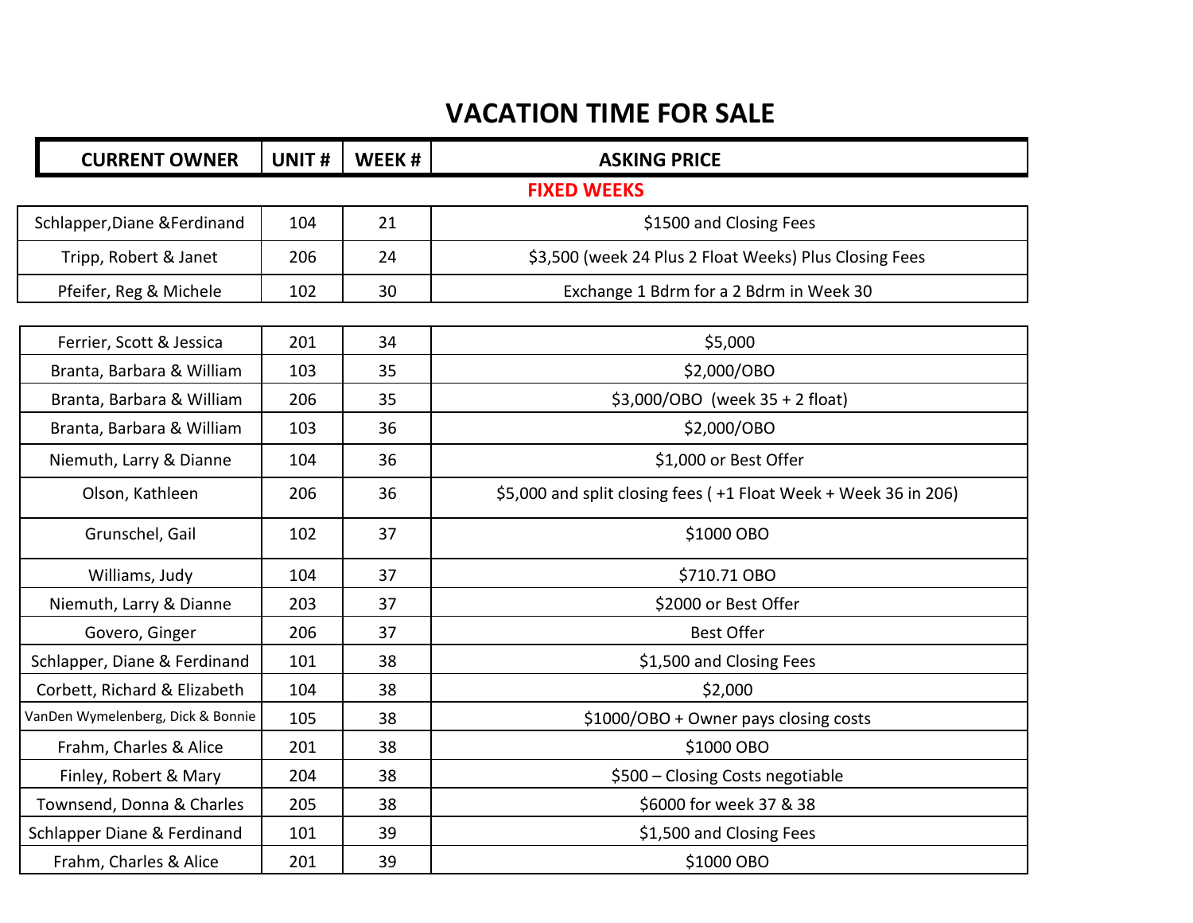# VACATION TIME FOR SALE

| CURRENT OWNER | UNIT # | WEEK # | ASKING PRICE |
|---|---|---|---|
| **FIXED WEEKS** | | | |
| Schlapper,Diane &Ferdinand | 104 | 21 | $1500 and Closing Fees |
| Tripp, Robert & Janet | 206 | 24 | $3,500 (week 24 Plus 2 Float Weeks) Plus Closing Fees |
| Pfeifer, Reg & Michele | 102 | 30 | Exchange 1 Bdrm for a 2 Bdrm in Week 30 |
| Ferrier, Scott & Jessica | 201 | 34 | $5,000 |
| Branta, Barbara & William | 103 | 35 | $2,000/OBO |
| Branta, Barbara & William | 206 | 35 | $3,000/OBO (week 35 + 2 float) |
| Branta, Barbara & William | 103 | 36 | $2,000/OBO |
| Niemuth, Larry & Dianne | 104 | 36 | $1,000 or Best Offer |
| Olson, Kathleen | 206 | 36 | $5,000 and split closing fees ( +1 Float Week + Week 36 in 206) |
| Grunschel, Gail | 102 | 37 | $1000 OBO |
| Williams, Judy | 104 | 37 | $710.71 OBO |
| Niemuth, Larry & Dianne | 203 | 37 | $2000 or Best Offer |
| Govero, Ginger | 206 | 37 | Best Offer |
| Schlapper, Diane & Ferdinand | 101 | 38 | $1,500 and Closing Fees |
| Corbett, Richard & Elizabeth | 104 | 38 | $2,000 |
| VanDen Wymelenberg, Dick & Bonnie | 105 | 38 | $1000/OBO + Owner pays closing costs |
| Frahm, Charles & Alice | 201 | 38 | $1000 OBO |
| Finley, Robert & Mary | 204 | 38 | $500 – Closing Costs negotiable |
| Townsend, Donna & Charles | 205 | 38 | $6000 for week 37 & 38 |
| Schlapper Diane & Ferdinand | 101 | 39 | $1,500 and Closing Fees |
| Frahm, Charles & Alice | 201 | 39 | $1000 OBO |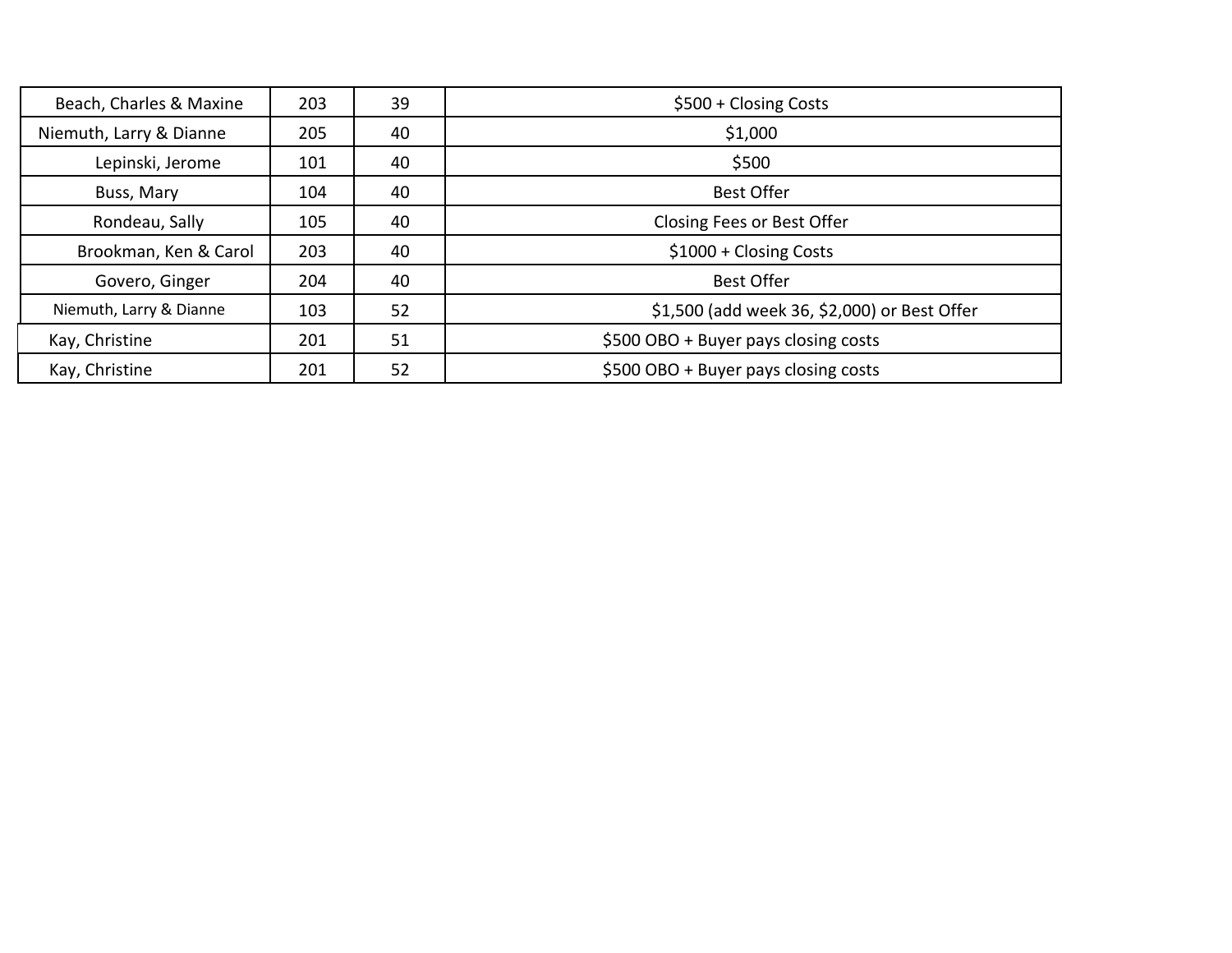| | | | |
|---|---|---|---|
| Beach, Charles & Maxine | 203 | 39 | $500 + Closing Costs |
| Niemuth, Larry & Dianne | 205 | 40 | $1,000 |
| Lepinski, Jerome | 101 | 40 | $500 |
| Buss, Mary | 104 | 40 | Best Offer |
| Rondeau, Sally | 105 | 40 | Closing Fees or Best Offer |
| Brookman, Ken & Carol | 203 | 40 | $1000 + Closing Costs |
| Govero, Ginger | 204 | 40 | Best Offer |
| Niemuth, Larry & Dianne | 103 | 52 | $1,500 (add week 36, $2,000) or Best Offer |
| Kay, Christine | 201 | 51 | $500 OBO + Buyer pays closing costs |
| Kay, Christine | 201 | 52 | $500 OBO + Buyer pays closing costs |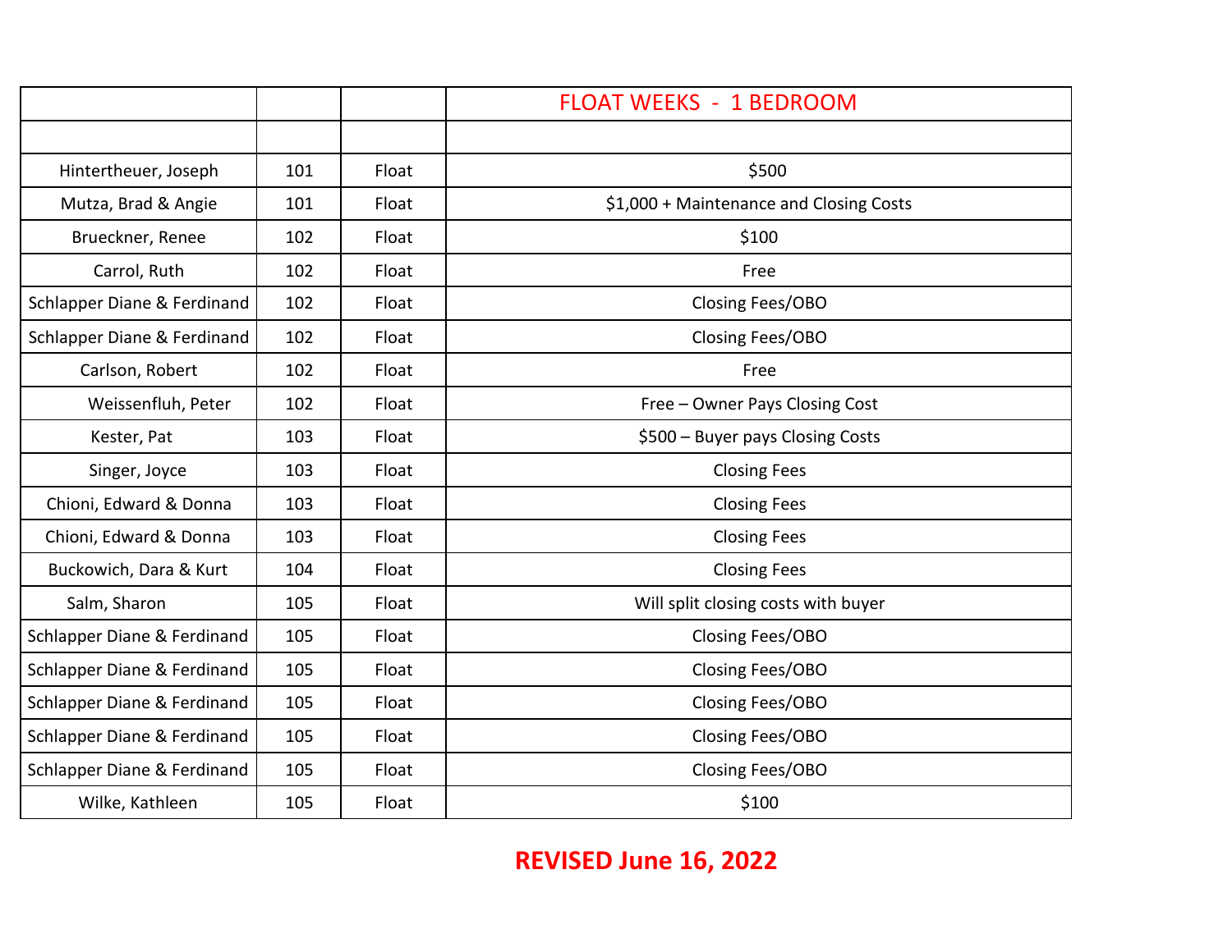| | | | FLOAT WEEKS - 1 BEDROOM |
|---|---|---|---|
| | | | |
| Hintertheuer, Joseph | 101 | Float | $500 |
| Mutza, Brad & Angie | 101 | Float | $1,000 + Maintenance and Closing Costs |
| Brueckner, Renee | 102 | Float | $100 |
| Carrol, Ruth | 102 | Float | Free |
| Schlapper Diane & Ferdinand | 102 | Float | Closing Fees/OBO |
| Schlapper Diane & Ferdinand | 102 | Float | Closing Fees/OBO |
| Carlson, Robert | 102 | Float | Free |
| Weissenfluh, Peter | 102 | Float | Free – Owner Pays Closing Cost |
| Kester, Pat | 103 | Float | $500 – Buyer pays Closing Costs |
| Singer, Joyce | 103 | Float | Closing Fees |
| Chioni, Edward & Donna | 103 | Float | Closing Fees |
| Chioni, Edward & Donna | 103 | Float | Closing Fees |
| Buckowich, Dara & Kurt | 104 | Float | Closing Fees |
| Salm, Sharon | 105 | Float | Will split closing costs with buyer |
| Schlapper Diane & Ferdinand | 105 | Float | Closing Fees/OBO |
| Schlapper Diane & Ferdinand | 105 | Float | Closing Fees/OBO |
| Schlapper Diane & Ferdinand | 105 | Float | Closing Fees/OBO |
| Schlapper Diane & Ferdinand | 105 | Float | Closing Fees/OBO |
| Schlapper Diane & Ferdinand | 105 | Float | Closing Fees/OBO |
| Wilke, Kathleen | 105 | Float | $100 |

**REVISED June 16, 2022**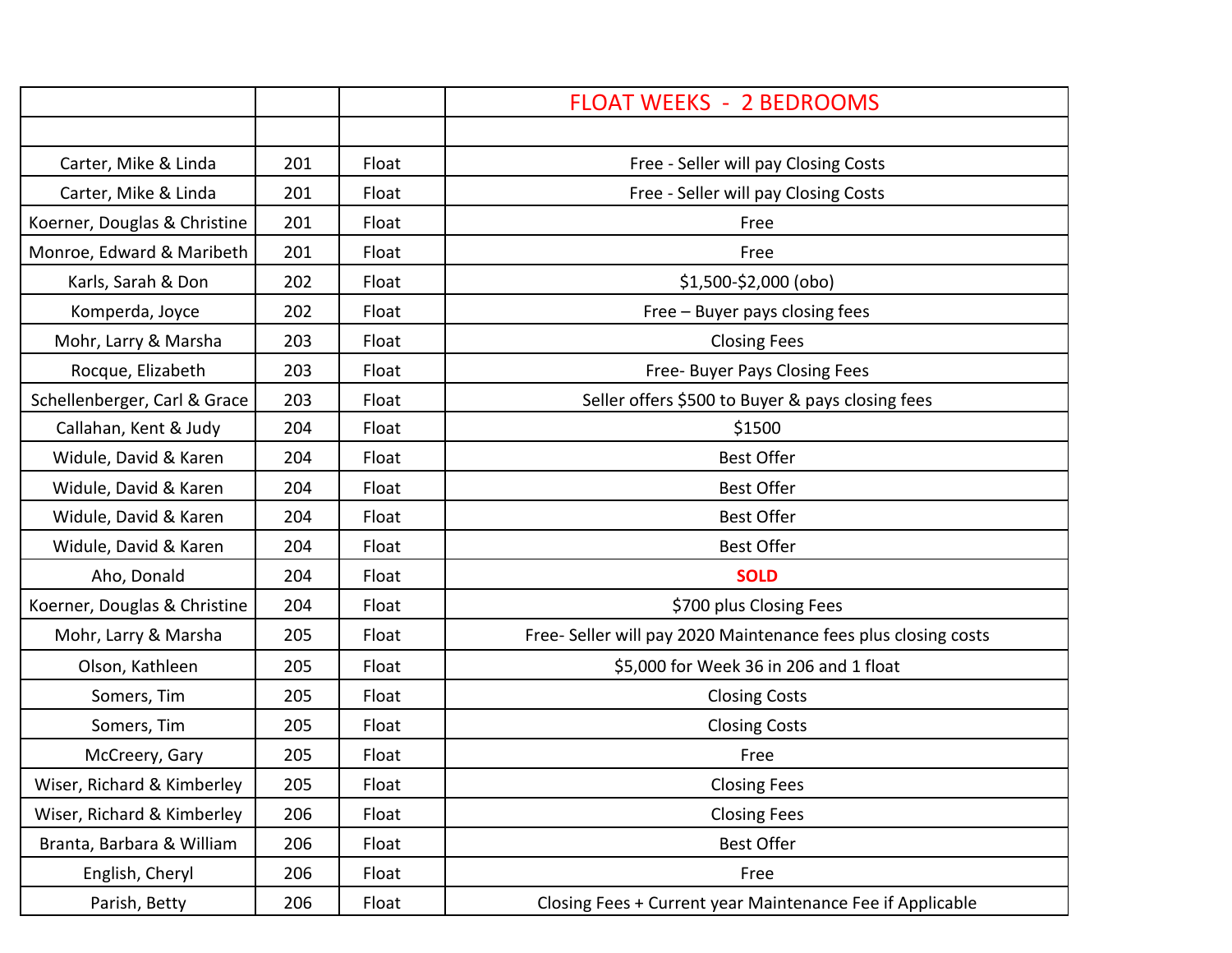| | | | FLOAT WEEKS - 2 BEDROOMS |
|---|---|---|---|
| | | | |
| Carter, Mike & Linda | 201 | Float | Free - Seller will pay Closing Costs |
| Carter, Mike & Linda | 201 | Float | Free - Seller will pay Closing Costs |
| Koerner, Douglas & Christine | 201 | Float | Free |
| Monroe, Edward & Maribeth | 201 | Float | Free |
| Karls, Sarah & Don | 202 | Float | $1,500-$2,000 (obo) |
| Komperda, Joyce | 202 | Float | Free – Buyer pays closing fees |
| Mohr, Larry & Marsha | 203 | Float | Closing Fees |
| Rocque, Elizabeth | 203 | Float | Free- Buyer Pays Closing Fees |
| Schellenberger, Carl & Grace | 203 | Float | Seller offers $500 to Buyer & pays closing fees |
| Callahan, Kent & Judy | 204 | Float | $1500 |
| Widule, David & Karen | 204 | Float | Best Offer |
| Widule, David & Karen | 204 | Float | Best Offer |
| Widule, David & Karen | 204 | Float | Best Offer |
| Widule, David & Karen | 204 | Float | Best Offer |
| Aho, Donald | 204 | Float | **SOLD** |
| Koerner, Douglas & Christine | 204 | Float | $700 plus Closing Fees |
| Mohr, Larry & Marsha | 205 | Float | Free- Seller will pay 2020 Maintenance fees plus closing costs |
| Olson, Kathleen | 205 | Float | $5,000 for Week 36 in 206 and 1 float |
| Somers, Tim | 205 | Float | Closing Costs |
| Somers, Tim | 205 | Float | Closing Costs |
| McCreery, Gary | 205 | Float | Free |
| Wiser, Richard & Kimberley | 205 | Float | Closing Fees |
| Wiser, Richard & Kimberley | 206 | Float | Closing Fees |
| Branta, Barbara & William | 206 | Float | Best Offer |
| English, Cheryl | 206 | Float | Free |
| Parish, Betty | 206 | Float | Closing Fees + Current year Maintenance Fee if Applicable |